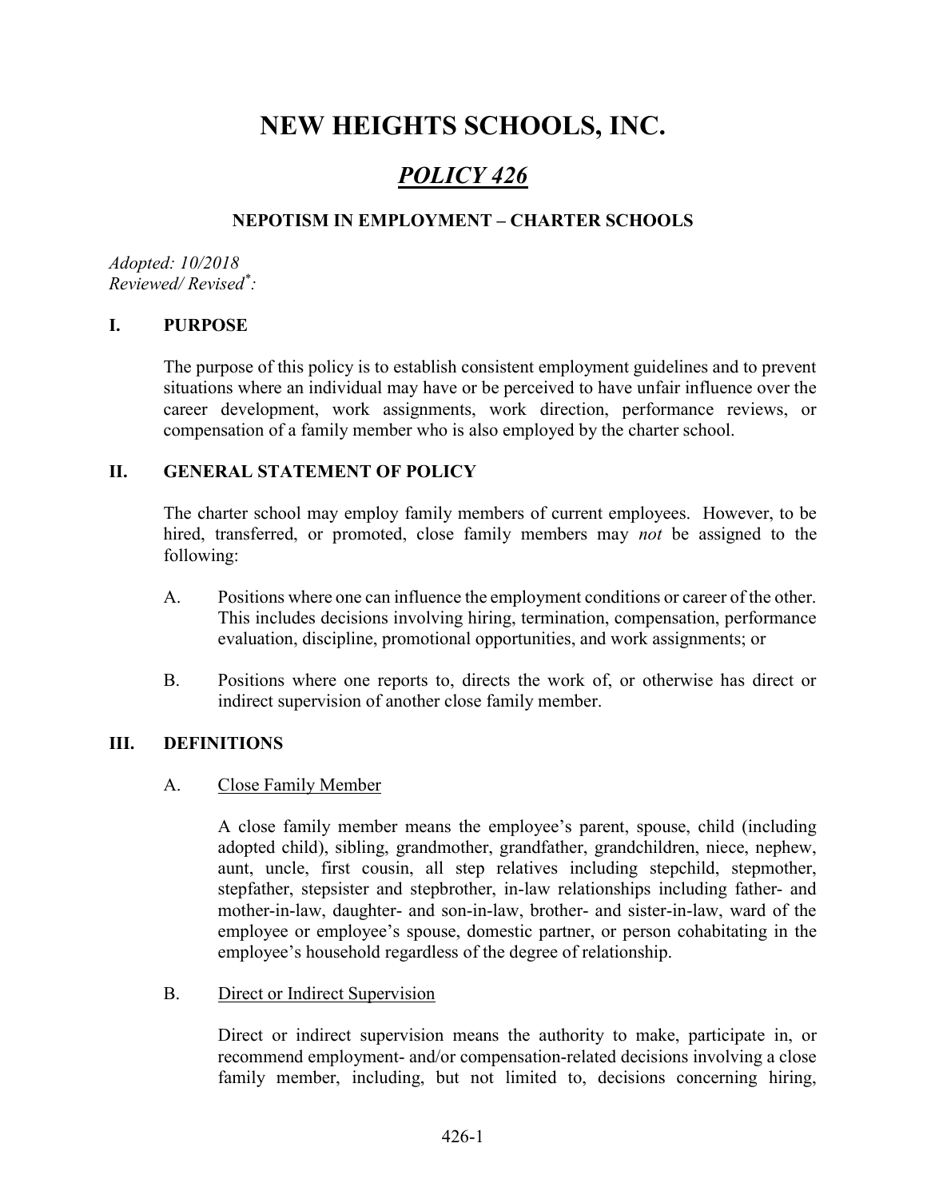# NEW HEIGHTS SCHOOLS, INC.

## *POLICY 426*

### NEPOTISM IN EMPLOYMENT – CHARTER SCHOOLS

*Adopted: 10/2018*
*Reviewed/ Revised\*:*

## I. PURPOSE

The purpose of this policy is to establish consistent employment guidelines and to prevent situations where an individual may have or be perceived to have unfair influence over the career development, work assignments, work direction, performance reviews, or compensation of a family member who is also employed by the charter school.

## II. GENERAL STATEMENT OF POLICY

The charter school may employ family members of current employees. However, to be hired, transferred, or promoted, close family members may *not* be assigned to the following:

A. Positions where one can influence the employment conditions or career of the other. This includes decisions involving hiring, termination, compensation, performance evaluation, discipline, promotional opportunities, and work assignments; or

B. Positions where one reports to, directs the work of, or otherwise has direct or indirect supervision of another close family member.

## III. DEFINITIONS

A. Close Family Member

A close family member means the employee's parent, spouse, child (including adopted child), sibling, grandmother, grandfather, grandchildren, niece, nephew, aunt, uncle, first cousin, all step relatives including stepchild, stepmother, stepfather, stepsister and stepbrother, in-law relationships including father- and mother-in-law, daughter- and son-in-law, brother- and sister-in-law, ward of the employee or employee's spouse, domestic partner, or person cohabitating in the employee's household regardless of the degree of relationship.

B. Direct or Indirect Supervision

Direct or indirect supervision means the authority to make, participate in, or recommend employment- and/or compensation-related decisions involving a close family member, including, but not limited to, decisions concerning hiring,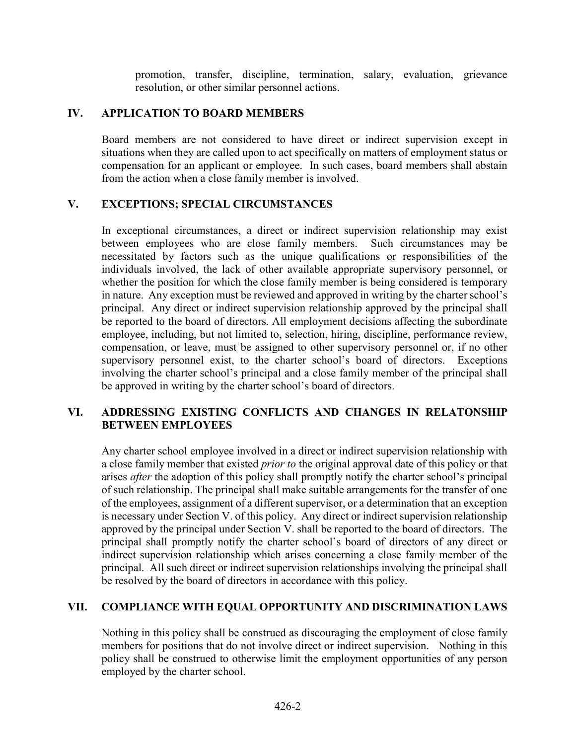promotion, transfer, discipline, termination, salary, evaluation, grievance resolution, or other similar personnel actions.

## IV. APPLICATION TO BOARD MEMBERS

Board members are not considered to have direct or indirect supervision except in situations when they are called upon to act specifically on matters of employment status or compensation for an applicant or employee. In such cases, board members shall abstain from the action when a close family member is involved.

## V. EXCEPTIONS; SPECIAL CIRCUMSTANCES

In exceptional circumstances, a direct or indirect supervision relationship may exist between employees who are close family members. Such circumstances may be necessitated by factors such as the unique qualifications or responsibilities of the individuals involved, the lack of other available appropriate supervisory personnel, or whether the position for which the close family member is being considered is temporary in nature. Any exception must be reviewed and approved in writing by the charter school's principal. Any direct or indirect supervision relationship approved by the principal shall be reported to the board of directors. All employment decisions affecting the subordinate employee, including, but not limited to, selection, hiring, discipline, performance review, compensation, or leave, must be assigned to other supervisory personnel or, if no other supervisory personnel exist, to the charter school's board of directors. Exceptions involving the charter school's principal and a close family member of the principal shall be approved in writing by the charter school's board of directors.

## VI. ADDRESSING EXISTING CONFLICTS AND CHANGES IN RELATONSHIP BETWEEN EMPLOYEES

Any charter school employee involved in a direct or indirect supervision relationship with a close family member that existed *prior to* the original approval date of this policy or that arises *after* the adoption of this policy shall promptly notify the charter school's principal of such relationship. The principal shall make suitable arrangements for the transfer of one of the employees, assignment of a different supervisor, or a determination that an exception is necessary under Section V. of this policy. Any direct or indirect supervision relationship approved by the principal under Section V. shall be reported to the board of directors. The principal shall promptly notify the charter school's board of directors of any direct or indirect supervision relationship which arises concerning a close family member of the principal. All such direct or indirect supervision relationships involving the principal shall be resolved by the board of directors in accordance with this policy.

## VII. COMPLIANCE WITH EQUAL OPPORTUNITY AND DISCRIMINATION LAWS

Nothing in this policy shall be construed as discouraging the employment of close family members for positions that do not involve direct or indirect supervision. Nothing in this policy shall be construed to otherwise limit the employment opportunities of any person employed by the charter school.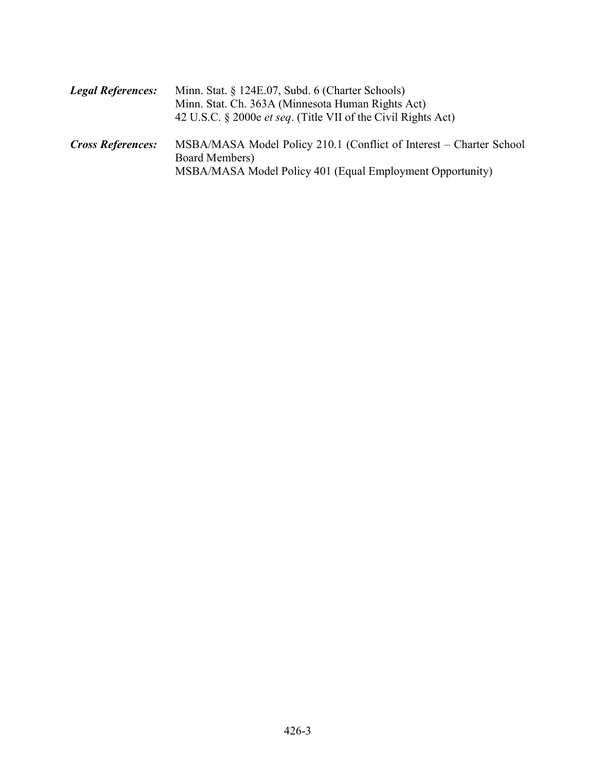***Legal References:*** Minn. Stat. § 124E.07, Subd. 6 (Charter Schools)
Minn. Stat. Ch. 363A (Minnesota Human Rights Act)
42 U.S.C. § 2000e *et seq*. (Title VII of the Civil Rights Act)

***Cross References:*** MSBA/MASA Model Policy 210.1 (Conflict of Interest – Charter School Board Members)
MSBA/MASA Model Policy 401 (Equal Employment Opportunity)